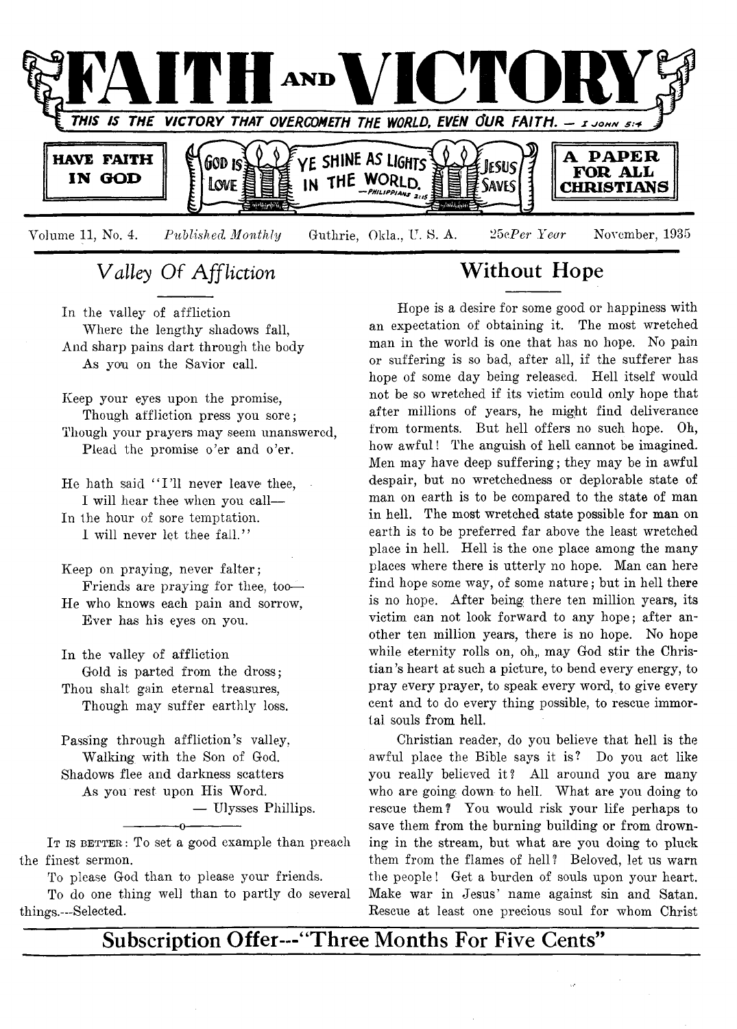# FAITH AND VICTORY

THIS IS THE VICTORY THAT OVERCOMETH THE WORLD, EVEN OUR FAITH. — I JOHN 5:4

HAVE FAITH IN GOD | GOD IS LOVE | YE SHINE AS LIGHTS IN THE WORLD. —PHILIPPIANS 2:15 | JESUS SAVES | A PAPER FOR ALL CHRISTIANS

Volume 11, No. 4. *Published Monthly* Guthrie, Okla., U. S. A. 25c *Per Year* November, 1935

## *Valley Of Affliction*

In the valley of affliction
 Where the lengthy shadows fall,
And sharp pains dart through the body
 As you on the Savior call.

Keep your eyes upon the promise,
 Though affliction press you sore;
Though your prayers may seem unanswered,
 Plead the promise o'er and o'er.

He hath said "I'll never leave thee,
 I will hear thee when you call—
In the hour of sore temptation.
 I will never let thee fall."

Keep on praying, never falter;
 Friends are praying for thee, too—
He who knows each pain and sorrow,
 Ever has his eyes on you.

In the valley of affliction
 Gold is parted from the dross;
Thou shalt gain eternal treasures,
 Though may suffer earthly loss.

Passing through affliction's valley,
 Walking with the Son of God.
Shadows flee and darkness scatters
 As you rest upon His Word.

— Ulysses Phillips.

---

IT IS BETTER: To set a good example than preach the finest sermon.

To please God than to please your friends.

To do one thing well than to partly do several things.---Selected.

## Without Hope

Hope is a desire for some good or happiness with an expectation of obtaining it. The most wretched man in the world is one that has no hope. No pain or suffering is so bad, after all, if the sufferer has hope of some day being released. Hell itself would not be so wretched if its victim could only hope that after millions of years, he might find deliverance from torments. But hell offers no such hope. Oh, how awful! The anguish of hell cannot be imagined. Men may have deep suffering; they may be in awful despair, but no wretchedness or deplorable state of man on earth is to be compared to the state of man in hell. The most wretched state possible for man on earth is to be preferred far above the least wretched place in hell. Hell is the one place among the many places where there is utterly no hope. Man can here find hope some way, of some nature; but in hell there is no hope. After being there ten million years, its victim can not look forward to any hope; after another ten million years, there is no hope. No hope while eternity rolls on, oh,, may God stir the Christian's heart at such a picture, to bend every energy, to pray every prayer, to speak every word, to give every cent and to do every thing possible, to rescue immortal souls from hell.

Christian reader, do you believe that hell is the awful place the Bible says it is? Do you act like you really believed it? All around you are many who are going down to hell. What are you doing to rescue them? You would risk your life perhaps to save them from the burning building or from drowning in the stream, but what are you doing to pluck them from the flames of hell? Beloved, let us warn the people! Get a burden of souls upon your heart. Make war in Jesus' name against sin and Satan. Rescue at least one precious soul for whom Christ

**Subscription Offer---"Three Months For Five Cents"**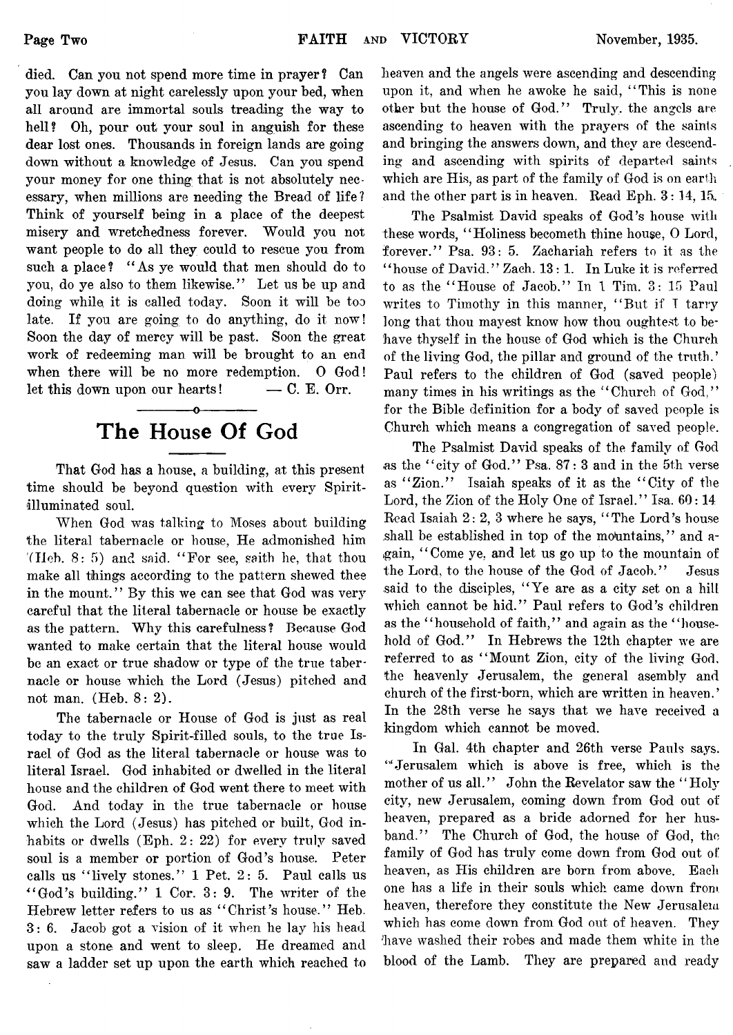died. Can you not spend more time in prayer? Can you lay down at night carelessly upon your bed, when all around are immortal souls treading the way to hell? Oh, pour out your soul in anguish for these dear lost ones. Thousands in foreign lands are going down without a knowledge of Jesus. Can you spend your money for one thing that is not absolutely necessary, when millions are needing the Bread of life? Think of yourself being in a place of the deepest misery and wretchedness forever. Would you not want people to do all they could to rescue you from such a place? "As ye would that men should do to you, do ye also to them likewise." Let us be up and doing while it is called today. Soon it will be too late. If you are going to do anything, do it now! Soon the day of mercy will be past. Soon the great work of redeeming man will be brought to an end when there will be no more redemption. O God! let this down upon our hearts! — C. E. Orr.

# The House Of God

That God has a house, a building, at this present time should be beyond question with every Spirit-illuminated soul.

When God was talking to Moses about building the literal tabernacle or house, He admonished him (Heb. 8: 5) and said. "For see, saith he, that thou make all things according to the pattern shewed thee in the mount." By this we can see that God was very careful that the literal tabernacle or house be exactly as the pattern. Why this carefulness? Because God wanted to make certain that the literal house would be an exact or true shadow or type of the true tabernacle or house which the Lord (Jesus) pitched and not man. (Heb. 8: 2).

The tabernacle or House of God is just as real today to the truly Spirit-filled souls, to the true Israel of God as the literal tabernacle or house was to literal Israel. God inhabited or dwelled in the literal house and the children of God went there to meet with God. And today in the true tabernacle or house which the Lord (Jesus) has pitched or built, God inhabits or dwells (Eph. 2: 22) for every truly saved soul is a member or portion of God's house. Peter calls us "lively stones." 1 Pet. 2: 5. Paul calls us "God's building." 1 Cor. 3: 9. The writer of the Hebrew letter refers to us as "Christ's house." Heb. 3: 6. Jacob got a vision of it when he lay his head upon a stone and went to sleep. He dreamed and saw a ladder set up upon the earth which reached to heaven and the angels were ascending and descending upon it, and when he awoke he said, "This is none other but the house of God." Truly, the angels are ascending to heaven with the prayers of the saints and bringing the answers down, and they are descending and ascending with spirits of departed saints which are His, as part of the family of God is on earth and the other part is in heaven. Read Eph. 3: 14, 15.

The Psalmist David speaks of God's house with these words, "Holiness becometh thine house, O Lord, forever." Psa. 93: 5. Zachariah refers to it as the "house of David." Zach. 13: 1. In Luke it is referred to as the "House of Jacob." In 1 Tim. 3: 15 Paul writes to Timothy in this manner, "But if I tarry long that thou mayest know how thou oughtest to behave thyself in the house of God which is the Church of the living God, the pillar and ground of the truth.' Paul refers to the children of God (saved people) many times in his writings as the "Church of God," for the Bible definition for a body of saved people is Church which means a congregation of saved people.

The Psalmist David speaks of the family of God as the "city of God." Psa. 87: 3 and in the 5th verse as "Zion." Isaiah speaks of it as the "City of the Lord, the Zion of the Holy One of Israel." Isa. 60: 14 Read Isaiah 2: 2, 3 where he says, "The Lord's house shall be established in top of the mountains," and again, "Come ye, and let us go up to the mountain of the Lord, to the house of the God of Jacob." Jesus said to the disciples, "Ye are as a city set on a hill which cannot be hid." Paul refers to God's children as the "household of faith," and again as the "household of God." In Hebrews the 12th chapter we are referred to as "Mount Zion, city of the living God, the heavenly Jerusalem, the general asembly and church of the first-born, which are written in heaven.' In the 28th verse he says that we have received a kingdom which cannot be moved.

In Gal. 4th chapter and 26th verse Pauls says. "Jerusalem which is above is free, which is the mother of us all." John the Revelator saw the "Holy city, new Jerusalem, coming down from God out of heaven, prepared as a bride adorned for her husband." The Church of God, the house of God, the family of God has truly come down from God out of heaven, as His children are born from above. Each one has a life in their souls which came down from heaven, therefore they constitute the New Jerusalem which has come down from God out of heaven. They have washed their robes and made them white in the blood of the Lamb. They are prepared and ready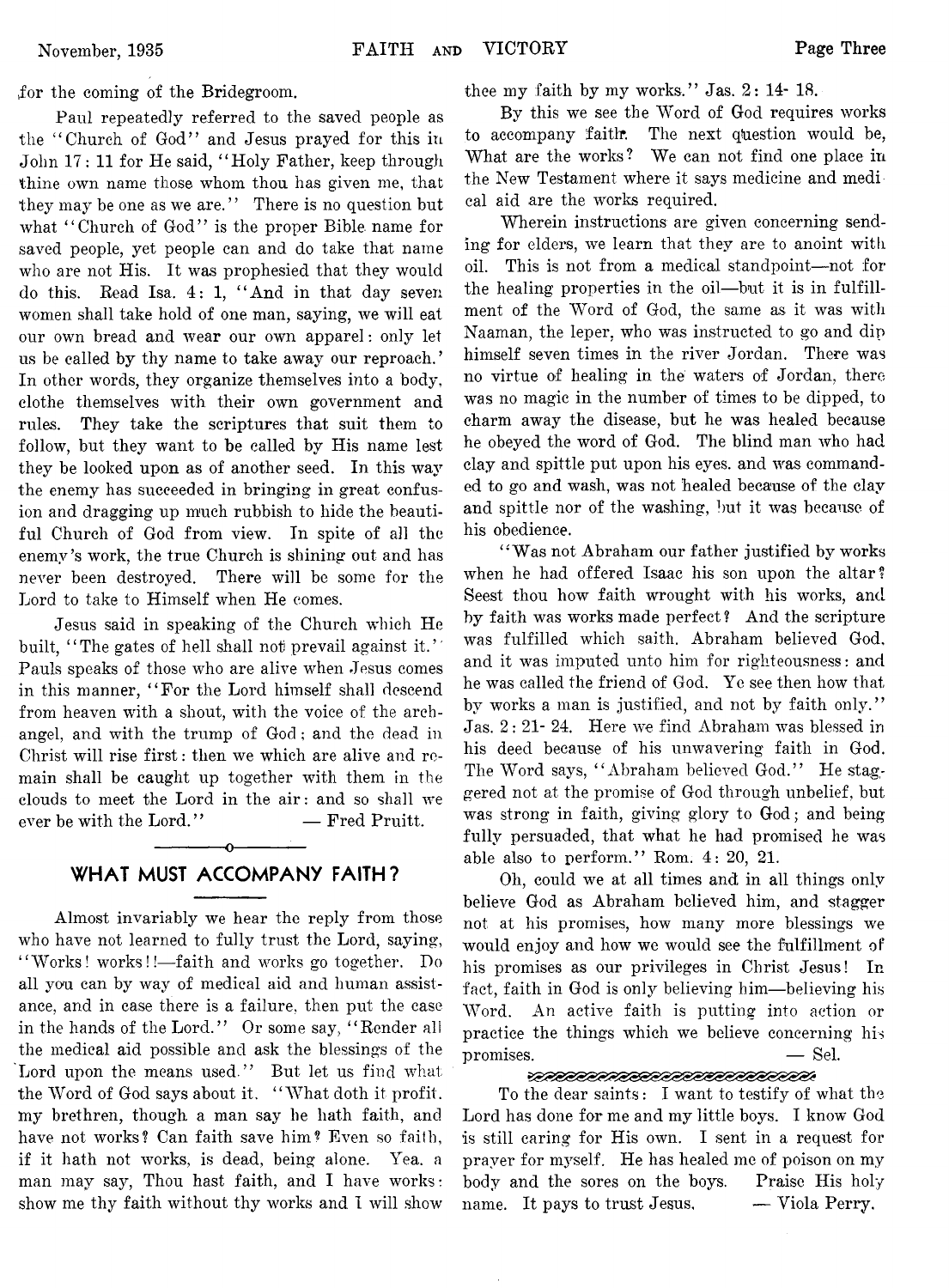for the coming of the Bridegroom.

Paul repeatedly referred to the saved people as the "Church of God" and Jesus prayed for this in John 17: 11 for He said, "Holy Father, keep through thine own name those whom thou has given me, that they may be one as we are." There is no question but what "Church of God" is the proper Bible name for saved people, yet people can and do take that name who are not His. It was prophesied that they would do this. Read Isa. 4: 1, "And in that day seven women shall take hold of one man, saying, we will eat our own bread and wear our own apparel: only let us be called by thy name to take away our reproach.' In other words, they organize themselves into a body, clothe themselves with their own government and rules. They take the scriptures that suit them to follow, but they want to be called by His name lest they be looked upon as of another seed. In this way the enemy has succeeded in bringing in great confusion and dragging up much rubbish to hide the beautiful Church of God from view. In spite of all the enemy's work, the true Church is shining out and has never been destroyed. There will be some for the Lord to take to Himself when He comes.

Jesus said in speaking of the Church which He built, "The gates of hell shall not prevail against it." Pauls speaks of those who are alive when Jesus comes in this manner, "For the Lord himself shall descend from heaven with a shout, with the voice of the archangel, and with the trump of God; and the dead in Christ will rise first: then we which are alive and remain shall be caught up together with them in the clouds to meet the Lord in the air: and so shall we ever be with the Lord." — Fred Pruitt.

## WHAT MUST ACCOMPANY FAITH?

Almost invariably we hear the reply from those who have not learned to fully trust the Lord, saying, "Works! works!!—faith and works go together. Do all you can by way of medical aid and human assistance, and in case there is a failure, then put the case in the hands of the Lord." Or some say, "Render all the medical aid possible and ask the blessings of the Lord upon the means used." But let us find what the Word of God says about it. "What doth it profit, my brethren, though a man say he hath faith, and have not works? Can faith save him? Even so faith, if it hath not works, is dead, being alone. Yea, a man may say, Thou hast faith, and I have works: show me thy faith without thy works and I will show thee my faith by my works." Jas. 2: 14- 18.

By this we see the Word of God requires works to accompany faith. The next question would be, What are the works? We can not find one place in the New Testament where it says medicine and medical aid are the works required.

Wherein instructions are given concerning sending for elders, we learn that they are to anoint with oil. This is not from a medical standpoint—not for the healing properties in the oil—but it is in fulfillment of the Word of God, the same as it was with Naaman, the leper, who was instructed to go and dip himself seven times in the river Jordan. There was no virtue of healing in the waters of Jordan, there was no magic in the number of times to be dipped, to charm away the disease, but he was healed because he obeyed the word of God. The blind man who had clay and spittle put upon his eyes, and was commanded to go and wash, was not healed because of the clay and spittle nor of the washing, but it was because of his obedience.

"Was not Abraham our father justified by works when he had offered Isaac his son upon the altar? Seest thou how faith wrought with his works, and by faith was works made perfect? And the scripture was fulfilled which saith, Abraham believed God, and it was imputed unto him for righteousness: and he was called the friend of God. Ye see then how that by works a man is justified, and not by faith only." Jas. 2: 21- 24. Here we find Abraham was blessed in his deed because of his unwavering faith in God. The Word says, "Abraham believed God." He staggered not at the promise of God through unbelief, but was strong in faith, giving glory to God; and being fully persuaded, that what he had promised he was able also to perform." Rom. 4: 20, 21.

Oh, could we at all times and in all things only believe God as Abraham believed him, and stagger not at his promises, how many more blessings we would enjoy and how we would see the fulfillment of his promises as our privileges in Christ Jesus! In fact, faith in God is only believing him—believing his Word. An active faith is putting into action or practice the things which we believe concerning his promises. — Sel.

---

To the dear saints: I want to testify of what the Lord has done for me and my little boys. I know God is still caring for His own. I sent in a request for prayer for myself. He has healed me of poison on my body and the sores on the boys. Praise His holy name. It pays to trust Jesus. — Viola Perry.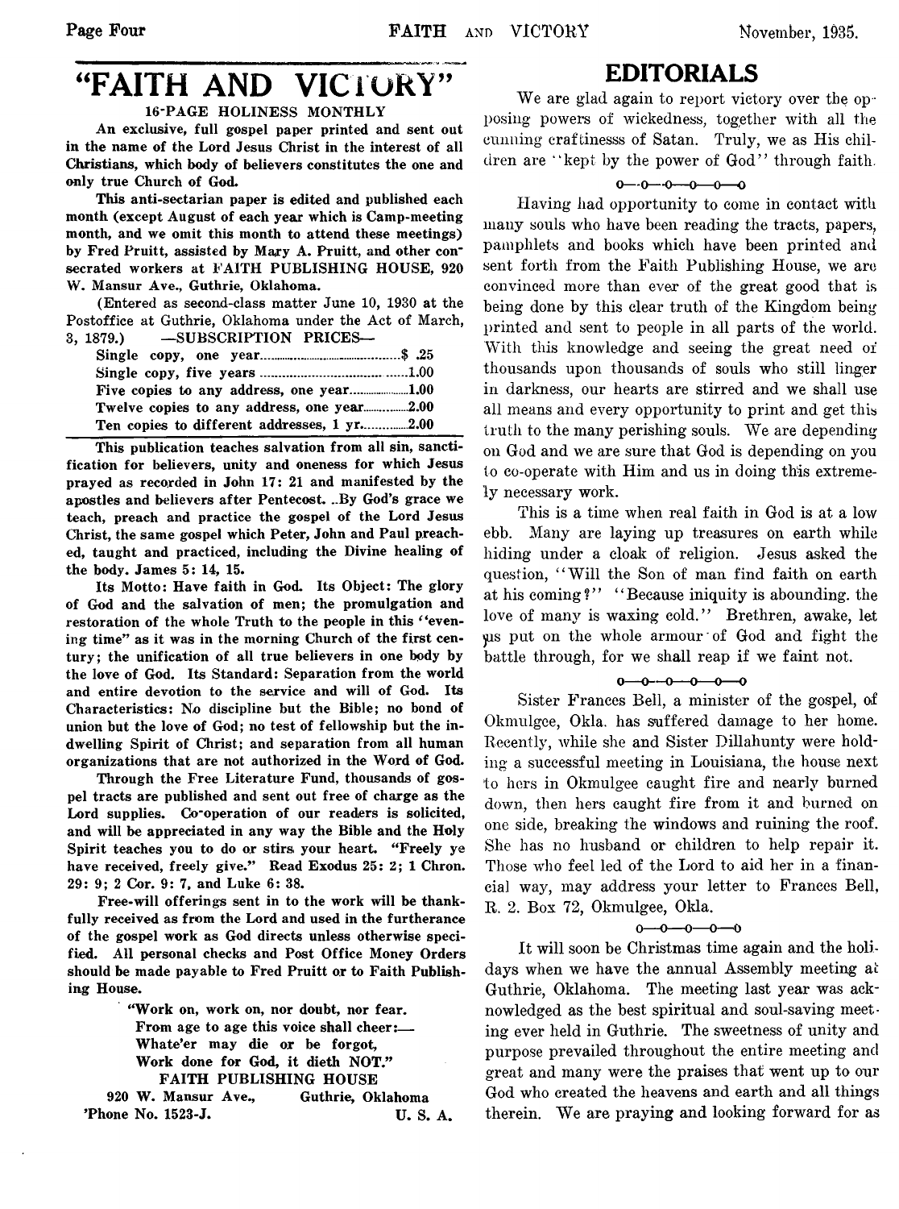# "FAITH AND VICTORY"

**16-PAGE HOLINESS MONTHLY**

**An exclusive, full gospel paper printed and sent out in the name of the Lord Jesus Christ in the interest of all Christians, which body of believers constitutes the one and only true Church of God.**

**This anti-sectarian paper is edited and published each month (except August of each year which is Camp-meeting month, and we omit this month to attend these meetings) by Fred Pruitt, assisted by Mary A. Pruitt, and other consecrated workers at FAITH PUBLISHING HOUSE, 920 W. Mansur Ave., Guthrie, Oklahoma.**

**(Entered as second-class matter June 10, 1930 at the Postoffice at Guthrie, Oklahoma under the Act of March, 3, 1879.) —SUBSCRIPTION PRICES—**

| | |
|---|---|
| Single copy, one year | $ .25 |
| Single copy, five years | 1.00 |
| Five copies to any address, one year | 1.00 |
| Twelve copies to any address, one year | 2.00 |
| Ten copies to different addresses, 1 yr. | 2.00 |

**This publication teaches salvation from all sin, sanctification for believers, unity and oneness for which Jesus prayed as recorded in John 17: 21 and manifested by the apostles and believers after Pentecost. By God's grace we teach, preach and practice the gospel of the Lord Jesus Christ, the same gospel which Peter, John and Paul preached, taught and practiced, including the Divine healing of the body. James 5: 14, 15.**

**Its Motto: Have faith in God. Its Object: The glory of God and the salvation of men; the promulgation and restoration of the whole Truth to the people in this "evening time" as it was in the morning Church of the first century; the unification of all true believers in one body by the love of God. Its Standard: Separation from the world and entire devotion to the service and will of God. Its Characteristics: No discipline but the Bible; no bond of union but the love of God; no test of fellowship but the indwelling Spirit of Christ; and separation from all human organizations that are not authorized in the Word of God.**

**Through the Free Literature Fund, thousands of gospel tracts are published and sent out free of charge as the Lord supplies. Co-operation of our readers is solicited, and will be appreciated in any way the Bible and the Holy Spirit teaches you to do or stirs your heart. "Freely ye have received, freely give." Read Exodus 25: 2; 1 Chron. 29: 9; 2 Cor. 9: 7, and Luke 6: 38.**

**Free-will offerings sent in to the work will be thankfully received as from the Lord and used in the furtherance of the gospel work as God directs unless otherwise specified. All personal checks and Post Office Money Orders should be made payable to Fred Pruitt or to Faith Publishing House.**

> **"Work on, work on, nor doubt, nor fear.**
> **From age to age this voice shall cheer:—**
> **Whate'er may die or be forgot,**
> **Work done for God, it dieth NOT."**

**FAITH PUBLISHING HOUSE**
**920 W. Mansur Ave., Guthrie, Oklahoma**
**'Phone No. 1523-J. U. S. A.**

## EDITORIALS

We are glad again to report victory over the opposing powers of wickedness, together with all the cunning craftinesss of Satan. Truly, we as His children are "kept by the power of God" through faith.

o—o—o—o—o—o

Having had opportunity to come in contact with many souls who have been reading the tracts, papers, pamphlets and books which have been printed and sent forth from the Faith Publishing House, we are convinced more than ever of the great good that is being done by this clear truth of the Kingdom being printed and sent to people in all parts of the world. With this knowledge and seeing the great need of thousands upon thousands of souls who still linger in darkness, our hearts are stirred and we shall use all means and every opportunity to print and get this truth to the many perishing souls. We are depending on God and we are sure that God is depending on you to co-operate with Him and us in doing this extremely necessary work.

This is a time when real faith in God is at a low ebb. Many are laying up treasures on earth while hiding under a cloak of religion. Jesus asked the question, "Will the Son of man find faith on earth at his coming?" "Because iniquity is abounding. the love of many is waxing cold." Brethren, awake, let us put on the whole armour of God and fight the battle through, for we shall reap if we faint not.

o—o—o—o—o—o

Sister Frances Bell, a minister of the gospel, of Okmulgee, Okla. has suffered damage to her home. Recently, while she and Sister Dillahunty were holding a successful meeting in Louisiana, the house next to hers in Okmulgee caught fire and nearly burned down, then hers caught fire from it and burned on one side, breaking the windows and ruining the roof. She has no husband or children to help repair it. Those who feel led of the Lord to aid her in a financial way, may address your letter to Frances Bell, R. 2. Box 72, Okmulgee, Okla.

o—o—o—o—o

It will soon be Christmas time again and the holidays when we have the annual Assembly meeting at Guthrie, Oklahoma. The meeting last year was acknowledged as the best spiritual and soul-saving meeting ever held in Guthrie. The sweetness of unity and purpose prevailed throughout the entire meeting and great and many were the praises that went up to our God who created the heavens and earth and all things therein. We are praying and looking forward for as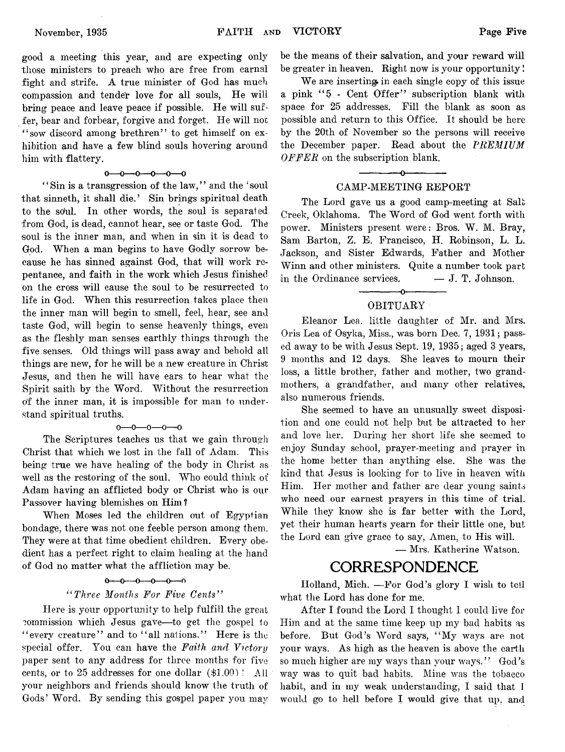good a meeting this year, and are expecting only those ministers to preach who are free from carnal fight and strife. A true minister of God has much compassion and tender love for all souls, He will bring peace and leave peace if possible. He will suffer, bear and forbear, forgive and forget. He will not "sow discord among brethren" to get himself on exhibition and have a few blind souls hovering around him with flattery.

0—0—0—0—0—0

"Sin is a transgression of the law," and the 'soul that sinneth, it shall die.' Sin brings spiritual death to the soul. In other words, the soul is separated from God, is dead, cannot hear, see or taste God. The soul is the inner man, and when in sin it is dead to God. When a man begins to have Godly sorrow because he has sinned against God, that will work repentance, and faith in the work which Jesus finished on the cross will cause the soul to be resurrected to life in God. When this resurrection takes place then the inner man will begin to smell, feel, hear, see and taste God, will begin to sense heavenly things, even as the fleshly man senses earthly things through the five senses. Old things will pass away and behold all things are new, for he will be a new creature in Christ Jesus, and then he will have ears to hear what the Spirit saith by the Word. Without the resurrection of the inner man, it is impossible for man to understand spiritual truths.

0—0—0—0—0

The Scriptures teaches us that we gain through Christ that which we lost in the fall of Adam. This being true we have healing of the body in Christ as well as the restoring of the soul. Who could think of Adam having an afflicted body or Christ who is our Passover having blemishes on Him?

When Moses led the children out of Egyptian bondage, there was not one feeble person among them. They were at that time obedient children. Every obedient has a perfect right to claim healing at the hand of God no matter what the affliction may be.

0—0—0—0—0—0

*"Three Months For Five Cents"*

Here is your opportunity to help fulfill the great commission which Jesus gave—to get the gospel to "every creature" and to "all nations." Here is the special offer. You can have the *Faith and Victory* paper sent to any address for three months for five cents, or to 25 addresses for one dollar ($1.00)! All your neighbors and friends should know the truth of Gods' Word. By sending this gospel paper you may be the means of their salvation, and your reward will be greater in heaven. Right now is your opportunity!

We are inserting in each single copy of this issue a pink "5 - Cent Offer" subscription blank with space for 25 addresses. Fill the blank as soon as possible and return to this Office. It should be here by the 20th of November so the persons will receive the December paper. Read about the *PREMIUM OFFER* on the subscription blank.

———o———

CAMP-MEETING REPORT

The Lord gave us a good camp-meeting at Salt Creek, Oklahoma. The Word of God went forth with power. Ministers present were: Bros. W. M. Bray, Sam Barton, Z. E. Francisco, H. Robinson, L. L. Jackson, and Sister Edwards, Father and Mother Winn and other ministers. Quite a number took part in the Ordinance services. — J. T. Johnson.

———o———

OBITUARY

Eleanor Lea, little daughter of Mr. and Mrs. Oris Lea of Osyka, Miss., was born Dec. 7, 1931; passed away to be with Jesus Sept. 19, 1935; aged 3 years, 9 months and 12 days. She leaves to mourn their loss, a little brother, father and mother, two grandmothers, a grandfather, and many other relatives, also numerous friends.

She seemed to have an unusually sweet disposition and one could not help but be attracted to her and love her. During her short life she seemed to enjoy Sunday school, prayer-meeting and prayer in the home better than anything else. She was the kind that Jesus is looking for to live in heaven with Him. Her mother and father are dear young saints who need our earnest prayers in this time of trial. While they know she is far better with the Lord, yet their human hearts yearn for their little one, but the Lord can give grace to say, Amen, to His will.

— Mrs. Katherine Watson.

## CORRESPONDENCE

Holland, Mich. —For God's glory I wish to tell what the Lord has done for me.

After I found the Lord I thought I could live for Him and at the same time keep up my bad habits as before. But God's Word says, "My ways are not your ways. As high as the heaven is above the earth so much higher are my ways than your ways." God's way was to quit bad habits. Mine was the tobacco habit, and in my weak understanding, I said that I would go to hell before I would give that up, and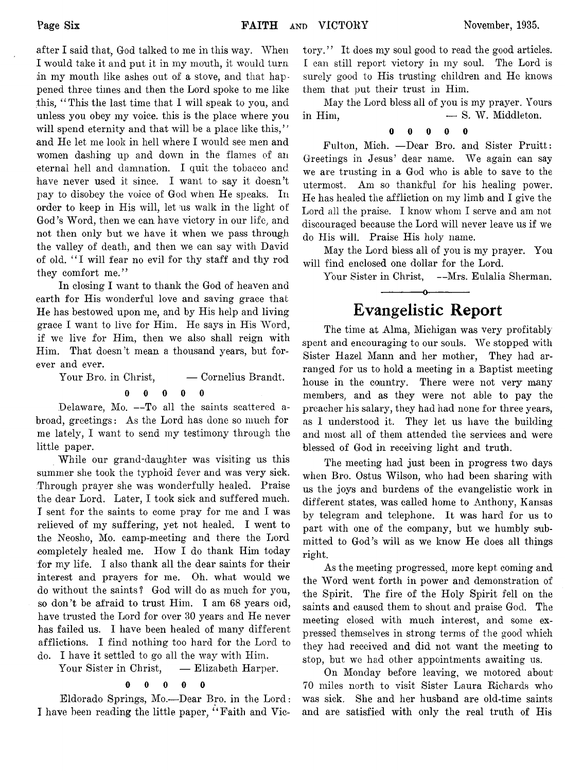after I said that, God talked to me in this way. When I would take it and put it in my mouth, it would turn in my mouth like ashes out of a stove, and that happened three times and then the Lord spoke to me like this, "This the last time that I will speak to you, and unless you obey my voice. this is the place where you will spend eternity and that will be a place like this," and He let me look in hell where I would see men and women dashing up and down in the flames of an eternal hell and damnation. I quit the tobacco and have never used it since. I want to say it doesn't pay to disobey the voice of God when He speaks. In order to keep in His will, let us walk in the light of God's Word, then we can have victory in our life, and not then only but we have it when we pass through the valley of death, and then we can say with David of old. "I will fear no evil for thy staff and thy rod they comfort me."

In closing I want to thank the God of heaven and earth for His wonderful love and saving grace that He has bestowed upon me, and by His help and living grace I want to live for Him. He says in His Word, if we live for Him, then we also shall reign with Him. That doesn't mean a thousand years, but forever and ever.

Your Bro. in Christ, — Cornelius Brandt.

0 0 0 0 0

Delaware, Mo. --To all the saints scattered abroad, greetings: As the Lord has done so much for me lately, I want to send my testimony through the little paper.

While our grand-daughter was visiting us this summer she took the typhoid fever and was very sick. Through prayer she was wonderfully healed. Praise the dear Lord. Later, I took sick and suffered much. I sent for the saints to come pray for me and I was relieved of my suffering, yet not healed. I went to the Neosho, Mo. camp-meeting and there the Lord completely healed me. How I do thank Him today for my life. I also thank all the dear saints for their interest and prayers for me. Oh. what would we do without the saints? God will do as much for you, so don't be afraid to trust Him. I am 68 years old, have trusted the Lord for over 30 years and He never has failed us. I have been healed of many different afflictions. I find nothing too hard for the Lord to do. I have it settled to go all the way with Him.

Your Sister in Christ, — Elizabeth Harper.

0 0 0 0 0

Eldorado Springs, Mo.—Dear Bro. in the Lord: I have been reading the little paper, "Faith and Victory." It does my soul good to read the good articles. I can still report victory in my soul. The Lord is surely good to His trusting children and He knows them that put their trust in Him.

May the Lord bless all of you is my prayer. Yours in Him, — S. W. Middleton.

0 0 0 0 0

Fulton, Mich. —Dear Bro. and Sister Pruitt: Greetings in Jesus' dear name. We again can say we are trusting in a God who is able to save to the utermost. Am so thankful for his healing power. He has healed the affliction on my limb and I give the Lord all the praise. I know whom I serve and am not discouraged because the Lord will never leave us if we do His will. Praise His holy name.

May the Lord bless all of you is my prayer. You will find enclosed one dollar for the Lord.

Your Sister in Christ, --Mrs. Eulalia Sherman.

## Evangelistic Report

The time at Alma, Michigan was very profitably spent and encouraging to our souls. We stopped with Sister Hazel Mann and her mother, They had arranged for us to hold a meeting in a Baptist meeting house in the country. There were not very many members, and as they were not able to pay the preacher his salary, they had had none for three years, as I understood it. They let us have the building and most all of them attended the services and were blessed of God in receiving light and truth.

The meeting had just been in progress two days when Bro. Ostus Wilson, who had been sharing with us the joys and burdens of the evangelistic work in different states, was called home to Anthony, Kansas by telegram and telephone. It was hard for us to part with one of the company, but we humbly submitted to God's will as we know He does all things right.

As the meeting progressed, more kept coming and the Word went forth in power and demonstration of the Spirit. The fire of the Holy Spirit fell on the saints and caused them to shout and praise God. The meeting closed with much interest, and some expressed themselves in strong terms of the good which they had received and did not want the meeting to stop, but we had other appointments awaiting us.

On Monday before leaving, we motored about 70 miles north to visit Sister Laura Richards who was sick. She and her husband are old-time saints and are satisfied with only the real truth of His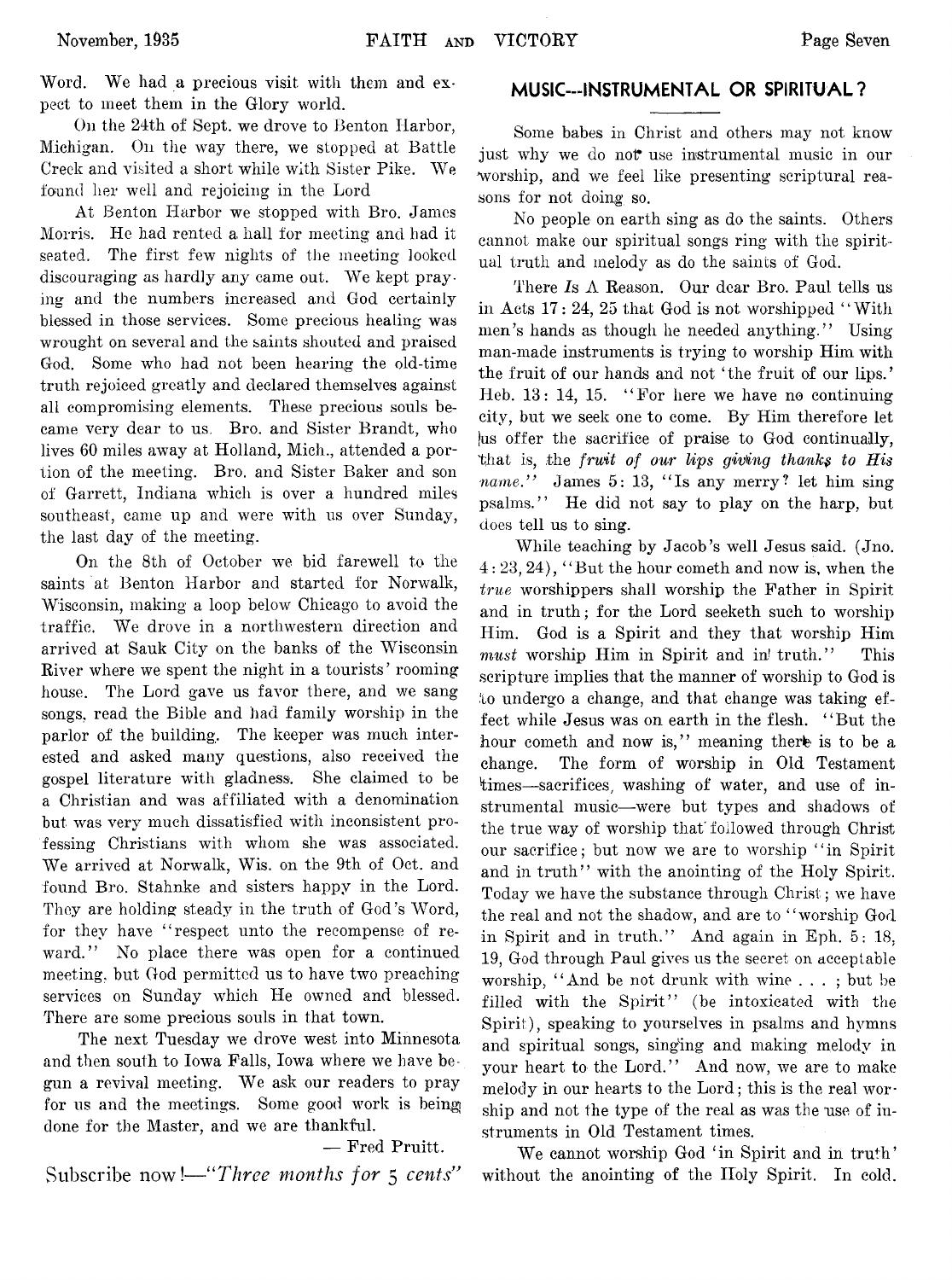Word. We had a precious visit with them and expect to meet them in the Glory world.

On the 24th of Sept. we drove to Benton Harbor, Michigan. On the way there, we stopped at Battle Creek and visited a short while with Sister Pike. We found her well and rejoicing in the Lord

At Benton Harbor we stopped with Bro. James Morris. He had rented a hall for meeting and had it seated. The first few nights of the meeting looked discouraging as hardly any came out. We kept praying and the numbers increased and God certainly blessed in those services. Some precious healing was wrought on several and the saints shouted and praised God. Some who had not been hearing the old-time truth rejoiced greatly and declared themselves against all compromising elements. These precious souls became very dear to us. Bro. and Sister Brandt, who lives 60 miles away at Holland, Mich., attended a portion of the meeting. Bro. and Sister Baker and son of Garrett, Indiana which is over a hundred miles southeast, came up and were with us over Sunday, the last day of the meeting.

On the 8th of October we bid farewell to the saints at Benton Harbor and started for Norwalk, Wisconsin, making a loop below Chicago to avoid the traffic. We drove in a northwestern direction and arrived at Sauk City on the banks of the Wisconsin River where we spent the night in a tourists' rooming house. The Lord gave us favor there, and we sang songs, read the Bible and had family worship in the parlor of the building. The keeper was much interested and asked many questions, also received the gospel literature with gladness. She claimed to be a Christian and was affiliated with a denomination but was very much dissatisfied with inconsistent professing Christians with whom she was associated. We arrived at Norwalk, Wis. on the 9th of Oct. and found Bro. Stahnke and sisters happy in the Lord. They are holding steady in the truth of God's Word, for they have "respect unto the recompense of reward." No place there was open for a continued meeting, but God permitted us to have two preaching services on Sunday which He owned and blessed. There are some precious souls in that town.

The next Tuesday we drove west into Minnesota and then south to Iowa Falls, Iowa where we have begun a revival meeting. We ask our readers to pray for us and the meetings. Some good work is being done for the Master, and we are thankful.

— Fred Pruitt.

Subscribe now!—*"Three months for 5 cents"*

## MUSIC---INSTRUMENTAL OR SPIRITUAL?

Some babes in Christ and others may not know just why we do not use instrumental music in our worship, and we feel like presenting scriptural reasons for not doing so.

No people on earth sing as do the saints. Others cannot make our spiritual songs ring with the spiritual truth and melody as do the saints of God.

There *Is* A Reason. Our dear Bro. Paul tells us in Acts 17: 24, 25 that God is not worshipped "With men's hands as though he needed anything." Using man-made instruments is trying to worship Him with the fruit of our hands and not 'the fruit of our lips.' Heb. 13: 14, 15. "For here we have no continuing city, but we seek one to come. By Him therefore let us offer the sacrifice of praise to God continually, that is, the *fruit of our lips giving thanks to His name.*" James 5: 13, "Is any merry? let him sing psalms." He did not say to play on the harp, but does tell us to sing.

While teaching by Jacob's well Jesus said. (Jno. 4: 23, 24), "But the hour cometh and now is, when the *true* worshippers shall worship the Father in Spirit and in truth; for the Lord seeketh such to worship Him. God is a Spirit and they that worship Him *must* worship Him in Spirit and in truth." This scripture implies that the manner of worship to God is to undergo a change, and that change was taking effect while Jesus was on earth in the flesh. "But the hour cometh and now is," meaning there is to be a change. The form of worship in Old Testament times—sacrifices, washing of water, and use of instrumental music—were but types and shadows of the true way of worship that followed through Christ our sacrifice; but now we are to worship "in Spirit and in truth" with the anointing of the Holy Spirit. Today we have the substance through Christ; we have the real and not the shadow, and are to "worship God in Spirit and in truth." And again in Eph. 5: 18, 19, God through Paul gives us the secret on acceptable worship, "And be not drunk with wine . . . ; but be filled with the Spirit" (be intoxicated with the Spirit), speaking to yourselves in psalms and hymns and spiritual songs, singing and making melody in your heart to the Lord." And now, we are to make melody in our hearts to the Lord; this is the real worship and not the type of the real as was the use of instruments in Old Testament times.

We cannot worship God 'in Spirit and in truth' without the anointing of the Holy Spirit. In cold.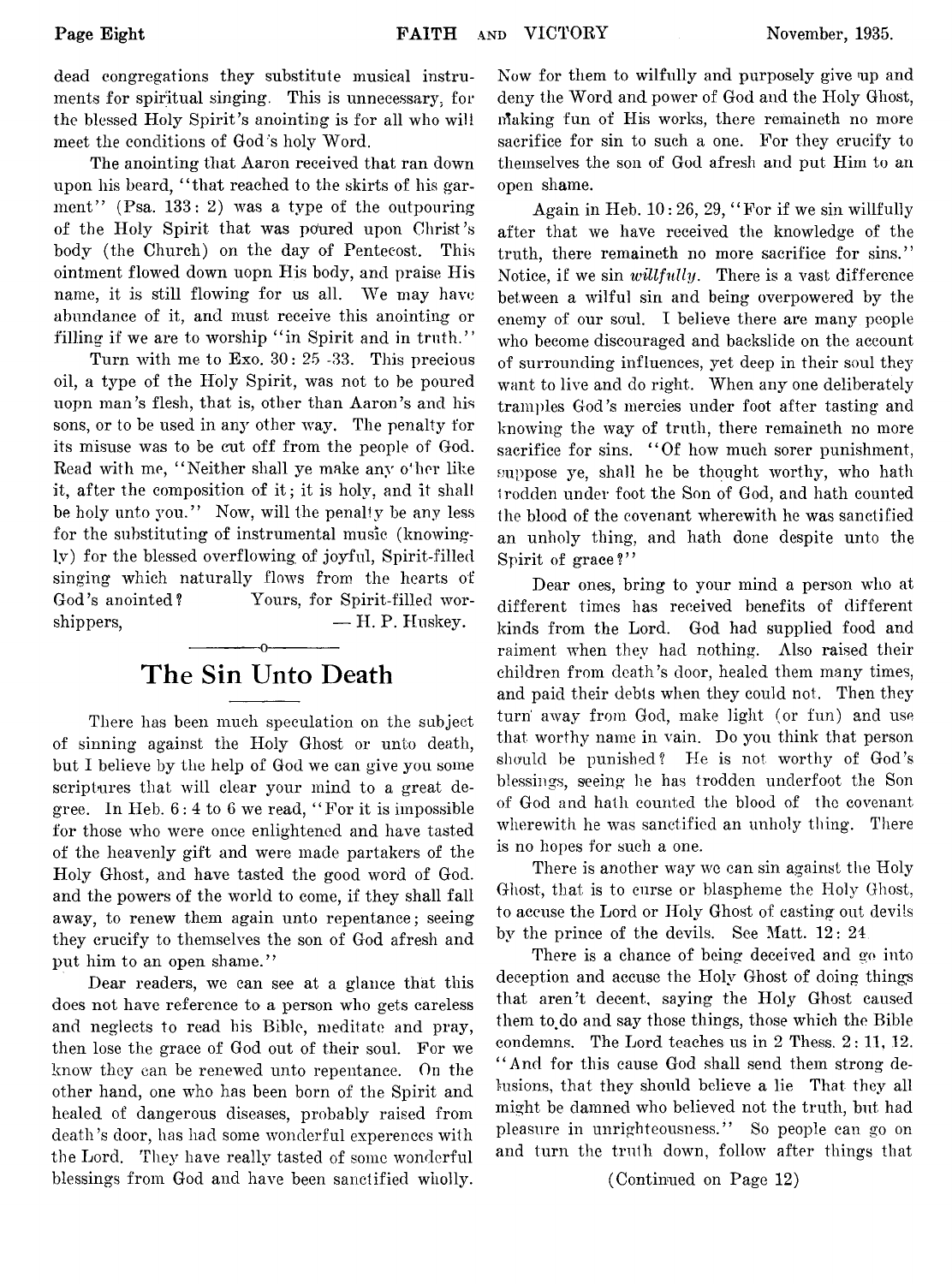dead congregations they substitute musical instruments for spiritual singing. This is unnecessary, for the blessed Holy Spirit's anointing is for all who will meet the conditions of God's holy Word.

The anointing that Aaron received that ran down upon his beard, "that reached to the skirts of his garment" (Psa. 133: 2) was a type of the outpouring of the Holy Spirit that was poured upon Christ's body (the Church) on the day of Pentecost. This ointment flowed down uopn His body, and praise His name, it is still flowing for us all. We may have abundance of it, and must receive this anointing or filling if we are to worship "in Spirit and in truth."

Turn with me to Exo. 30: 25 -33. This precious oil, a type of the Holy Spirit, was not to be poured uopn man's flesh, that is, other than Aaron's and his sons, or to be used in any other way. The penalty for its misuse was to be cut off from the people of God. Read with me, "Neither shall ye make any o'her like it, after the composition of it; it is holy, and it shall be holy unto you." Now, will the penalty be any less for the substituting of instrumental music (knowingly) for the blessed overflowing of joyful, Spirit-filled singing which naturally flows from the hearts of God's anointed? Yours, for Spirit-filled worshippers,

— H. P. Huskey.

## The Sin Unto Death

There has been much speculation on the subject of sinning against the Holy Ghost or unto death, but I believe by the help of God we can give you some scriptures that will clear your mind to a great degree. In Heb. 6: 4 to 6 we read, "For it is impossible for those who were once enlightened and have tasted of the heavenly gift and were made partakers of the Holy Ghost, and have tasted the good word of God. and the powers of the world to come, if they shall fall away, to renew them again unto repentance; seeing they crucify to themselves the son of God afresh and put him to an open shame."

Dear readers, we can see at a glance that this does not have reference to a person who gets careless and neglects to read his Bible, meditate and pray, then lose the grace of God out of their soul. For we know they can be renewed unto repentance. On the other hand, one who has been born of the Spirit and healed of dangerous diseases, probably raised from death's door, has had some wonderful experences with the Lord. They have really tasted of some wonderful blessings from God and have been sanctified wholly. Now for them to wilfully and purposely give up and deny the Word and power of God and the Holy Ghost, making fun of His works, there remaineth no more sacrifice for sin to such a one. For they crucify to themselves the son of God afresh and put Him to an open shame.

Again in Heb. 10: 26, 29, "For if we sin willfully after that we have received the knowledge of the truth, there remaineth no more sacrifice for sins." Notice, if we sin *willfully*. There is a vast difference between a wilful sin and being overpowered by the enemy of our soul. I believe there are many people who become discouraged and backslide on the account of surrounding influences, yet deep in their soul they want to live and do right. When any one deliberately tramples God's mercies under foot after tasting and knowing the way of truth, there remaineth no more sacrifice for sins. "Of how much sorer punishment, suppose ye, shall he be thought worthy, who hath trodden under foot the Son of God, and hath counted the blood of the covenant wherewith he was sanctified an unholy thing, and hath done despite unto the Spirit of grace?"

Dear ones, bring to your mind a person who at different times has received benefits of different kinds from the Lord. God had supplied food and raiment when they had nothing. Also raised their children from death's door, healed them many times, and paid their debts when they could not. Then they turn away from God, make light (or fun) and use that worthy name in vain. Do you think that person should be punished? He is not worthy of God's blessings, seeing he has trodden underfoot the Son of God and hath counted the blood of the covenant wherewith he was sanctified an unholy thing. There is no hopes for such a one.

There is another way we can sin against the Holy Ghost, that is to curse or blaspheme the Holy Ghost, to accuse the Lord or Holy Ghost of casting out devils by the prince of the devils. See Matt. 12: 24

There is a chance of being deceived and go into deception and accuse the Holy Ghost of doing things that aren't decent, saying the Holy Ghost caused them to do and say those things, those which the Bible condemns. The Lord teaches us in 2 Thess. 2: 11, 12. "And for this cause God shall send them strong delusions, that they should believe a lie That they all might be damned who believed not the truth, but had pleasure in unrighteousness." So people can go on and turn the truth down, follow after things that

(Continued on Page 12)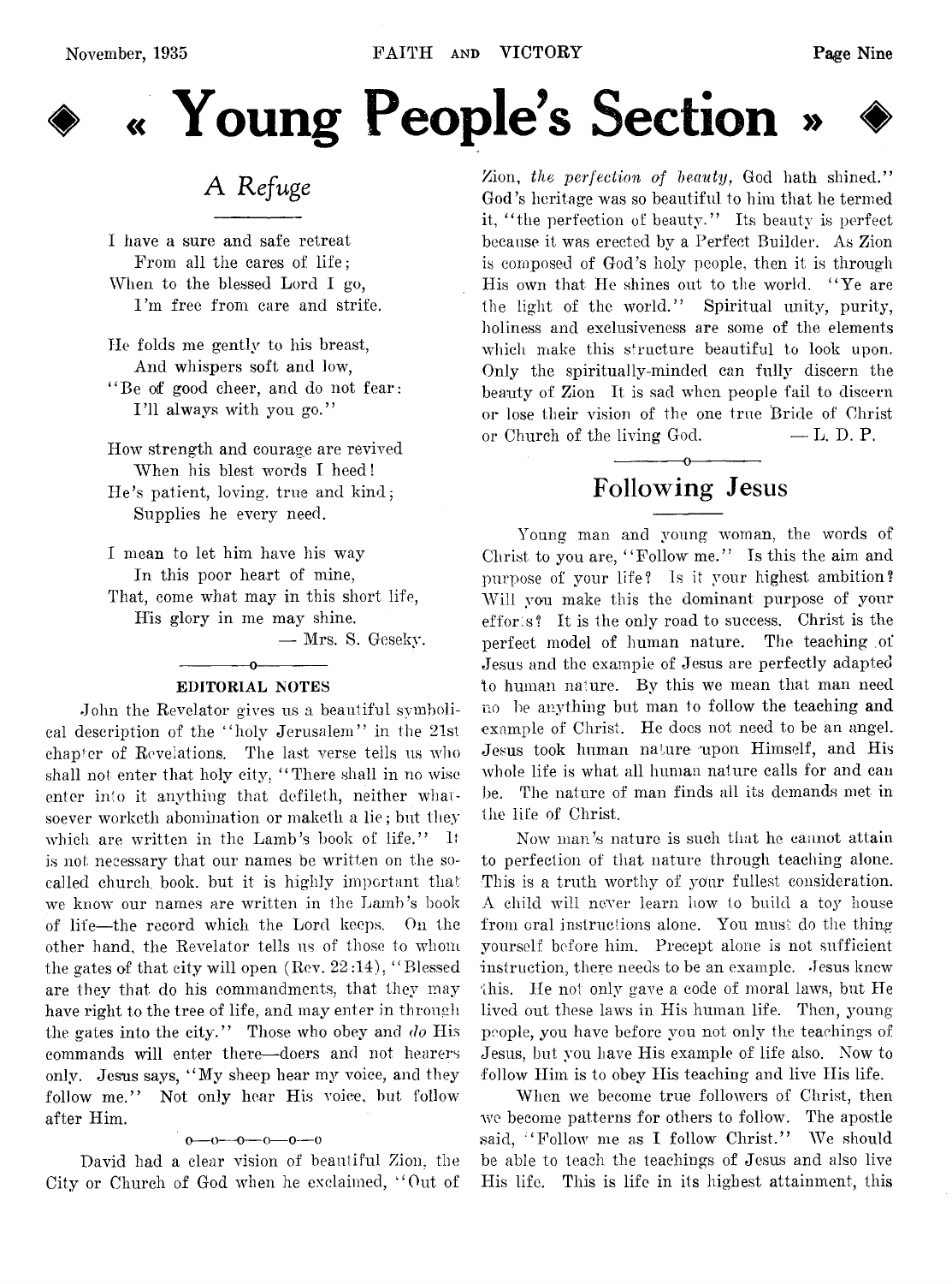# « Young People's Section »

## A Refuge

I have a sure and safe retreat
From all the cares of life;
When to the blessed Lord I go,
I'm free from care and strife.

He folds me gently to his breast,
And whispers soft and low,
"Be of good cheer, and do not fear:
I'll always with you go."

How strength and courage are revived
When his blest words I heed!
He's patient, loving. true and kind;
Supplies he every need.

I mean to let him have his way
In this poor heart of mine,
That, come what may in this short life,
His glory in me may shine.

— Mrs. S. Gesekу.

### EDITORIAL NOTES

John the Revelator gives us a beautiful symbolical description of the "holy Jerusalem" in the 21st chapter of Revelations. The last verse tells us who shall not enter that holy city, "There shall in no wise enter into it anything that defileth, neither whatsoever worketh abomination or maketh a lie; but they which are written in the Lamb's book of life." It is not necessary that our names be written on the so-called church book. but it is highly important that we know our names are written in the Lamb's book of life—the record which the Lord keeps. On the other hand, the Revelator tells us of those to whom the gates of that city will open (Rev. 22:14), "Blessed are they that do his commandments, that they may have right to the tree of life, and may enter in through the gates into the city." Those who obey and *do* His commands will enter there—doers and not hearers only. Jesus says, "My sheep hear my voice, and they follow me." Not only hear His voice, but follow after Him.

o—o—o—o—o—o

David had a clear vision of beautiful Zion, the City or Church of God when he exclaimed, "Out of Zion, *the perfection of beauty,* God hath shined." God's heritage was so beautiful to him that he termed it, "the perfection of beauty." Its beauty is perfect because it was erected by a Perfect Builder. As Zion is composed of God's holy people, then it is through His own that He shines out to the world. "Ye are the light of the world." Spiritual unity, purity, holiness and exclusiveness are some of the elements which make this structure beautiful to look upon. Only the spiritually-minded can fully discern the beauty of Zion It is sad when people fail to discern or lose their vision of the one true Bride of Christ or Church of the living God. — L. D. P.

## Following Jesus

Young man and young woman, the words of Christ to you are, "Follow me." Is this the aim and purpose of your life? Is it your highest ambition? Will you make this the dominant purpose of your efforts? It is the only road to success. Christ is the perfect model of human nature. The teaching of Jesus and the example of Jesus are perfectly adapted to human nature. By this we mean that man need no be anything but man to follow the teaching and example of Christ. He does not need to be an angel. Jesus took human nature upon Himself, and His whole life is what all human nature calls for and can be. The nature of man finds all its demands met in the life of Christ.

Now man's nature is such that he cannot attain to perfection of that nature through teaching alone. This is a truth worthy of your fullest consideration. A child will never learn how to build a toy house from oral instructions alone. You must do the thing yourself before him. Precept alone is not sufficient instruction, there needs to be an example. Jesus knew this. He not only gave a code of moral laws, but He lived out these laws in His human life. Then, young people, you have before you not only the teachings of Jesus, but you have His example of life also. Now to follow Him is to obey His teaching and live His life.

When we become true followers of Christ, then we become patterns for others to follow. The apostle said, "Follow me as I follow Christ." We should be able to teach the teachings of Jesus and also live His life. This is life in its highest attainment, this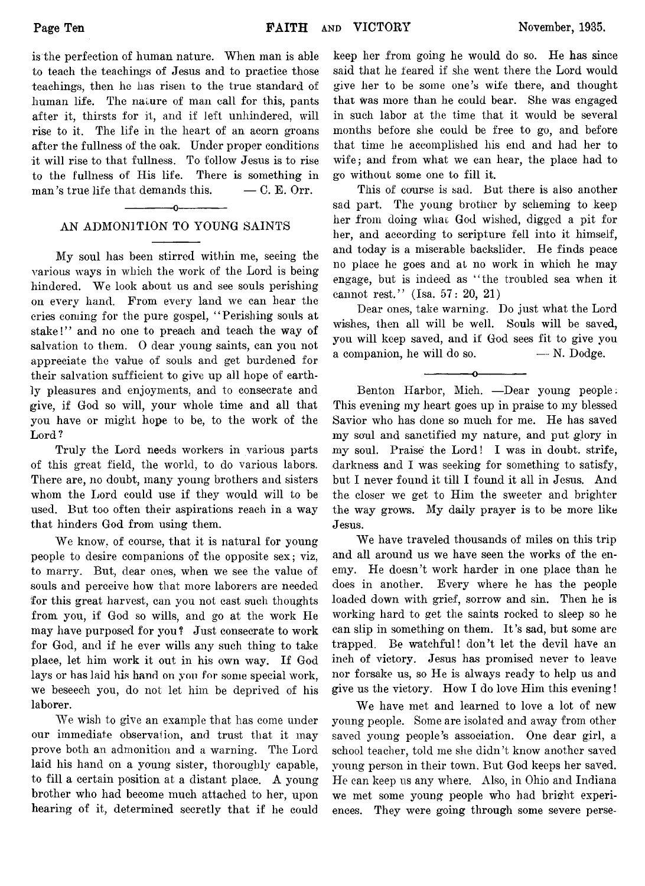is the perfection of human nature. When man is able to teach the teachings of Jesus and to practice those teachings, then he has risen to the true standard of human life. The nature of man call for this, pants after it, thirsts for it, and if left unhindered, will rise to it. The life in the heart of an acorn groans after the fullness of the oak. Under proper conditions it will rise to that fullness. To follow Jesus is to rise to the fullness of His life. There is something in man's true life that demands this. — C. E. Orr.

## AN ADMONITION TO YOUNG SAINTS

My soul has been stirred within me, seeing the various ways in which the work of the Lord is being hindered. We look about us and see souls perishing on every hand. From every land we can hear the cries coming for the pure gospel, "Perishing souls at stake!" and no one to preach and teach the way of salvation to them. O dear young saints, can you not appreciate the value of souls and get burdened for their salvation sufficient to give up all hope of earthly pleasures and enjoyments, and to consecrate and give, if God so will, your whole time and all that you have or might hope to be, to the work of the Lord?

Truly the Lord needs workers in various parts of this great field, the world, to do various labors. There are, no doubt, many young brothers and sisters whom the Lord could use if they would will to be used. But too often their aspirations reach in a way that hinders God from using them.

We know, of course, that it is natural for young people to desire companions of the opposite sex; viz, to marry. But, dear ones, when we see the value of souls and perceive how that more laborers are needed for this great harvest, can you not cast such thoughts from you, if God so wills, and go at the work He may have purposed for you? Just consecrate to work for God, and if he ever wills any such thing to take place, let him work it out in his own way. If God lays or has laid his hand on you for some special work, we beseech you, do not let him be deprived of his laborer.

We wish to give an example that has come under our immediate observation, and trust that it may prove both an admonition and a warning. The Lord laid his hand on a young sister, thoroughly capable, to fill a certain position at a distant place. A young brother who had become much attached to her, upon hearing of it, determined secretly that if he could keep her from going he would do so. He has since said that he feared if she went there the Lord would give her to be some one's wife there, and thought that was more than he could bear. She was engaged in such labor at the time that it would be several months before she could be free to go, and before that time he accomplished his end and had her to wife; and from what we can hear, the place had to go without some one to fill it.

This of course is sad. But there is also another sad part. The young brother by scheming to keep her from doing what God wished, digged a pit for her, and according to scripture fell into it himself, and today is a miserable backslider. He finds peace no place he goes and at no work in which he may engage, but is indeed as "the troubled sea when it cannot rest." (Isa. 57: 20, 21)

Dear ones, take warning. Do just what the Lord wishes, then all will be well. Souls will be saved, you will keep saved, and if God sees fit to give you a companion, he will do so. — N. Dodge.

---

Benton Harbor, Mich. —Dear young people: This evening my heart goes up in praise to my blessed Savior who has done so much for me. He has saved my soul and sanctified my nature, and put glory in my soul. Praise the Lord! I was in doubt, strife, darkness and I was seeking for something to satisfy, but I never found it till I found it all in Jesus. And the closer we get to Him the sweeter and brighter the way grows. My daily prayer is to be more like Jesus.

We have traveled thousands of miles on this trip and all around us we have seen the works of the enemy. He doesn't work harder in one place than he does in another. Every where he has the people loaded down with grief, sorrow and sin. Then he is working hard to get the saints rocked to sleep so he can slip in something on them. It's sad, but some are trapped. Be watchful! don't let the devil have an inch of victory. Jesus has promised never to leave nor forsake us, so He is always ready to help us and give us the victory. How I do love Him this evening!

We have met and learned to love a lot of new young people. Some are isolated and away from other saved young people's association. One dear girl, a school teacher, told me she didn't know another saved young person in their town. But God keeps her saved. He can keep us any where. Also, in Ohio and Indiana we met some young people who had bright experiences. They were going through some severe perse-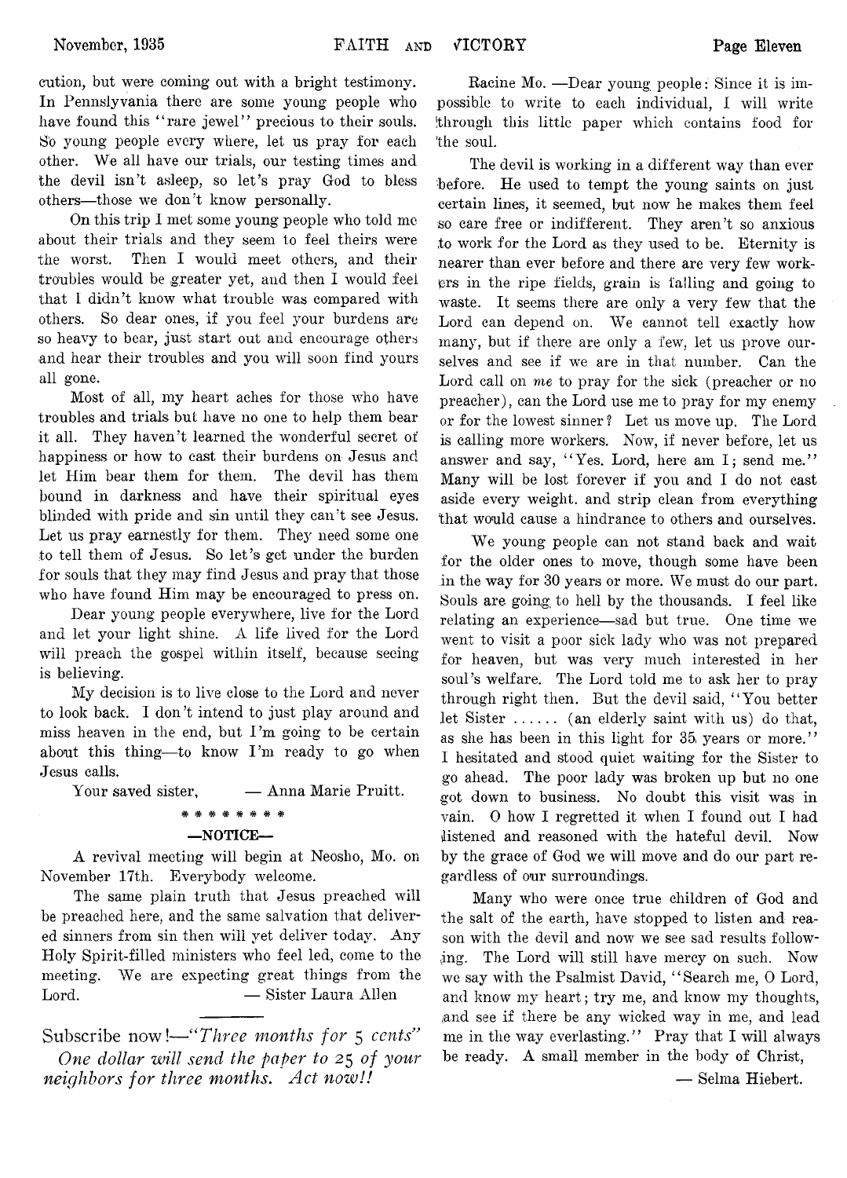cution, but were coming out with a bright testimony. In Pennslyvania there are some young people who have found this "rare jewel" precious to their souls. So young people every where, let us pray for each other. We all have our trials, our testing times and the devil isn't asleep, so let's pray God to bless others—those we don't know personally.

On this trip I met some young people who told me about their trials and they seem to feel theirs were the worst. Then I would meet others, and their troubles would be greater yet, and then I would feel that I didn't know what trouble was compared with others. So dear ones, if you feel your burdens are so heavy to bear, just start out and encourage others and hear their troubles and you will soon find yours all gone.

Most of all, my heart aches for those who have troubles and trials but have no one to help them bear it all. They haven't learned the wonderful secret of happiness or how to cast their burdens on Jesus and let Him bear them for them. The devil has them bound in darkness and have their spiritual eyes blinded with pride and sin until they can't see Jesus. Let us pray earnestly for them. They need some one to tell them of Jesus. So let's get under the burden for souls that they may find Jesus and pray that those who have found Him may be encouraged to press on.

Dear young people everywhere, live for the Lord and let your light shine. A life lived for the Lord will preach the gospel within itself, because seeing is believing.

My decision is to live close to the Lord and never to look back. I don't intend to just play around and miss heaven in the end, but I'm going to be certain about this thing—to know I'm ready to go when Jesus calls.

Your saved sister, — Anna Marie Pruitt.

\* \* \* \* \* \* \* \*

**—NOTICE—**

A revival meeting will begin at Neosho, Mo. on November 17th. Everybody welcome.

The same plain truth that Jesus preached will be preached here, and the same salvation that delivered sinners from sin then will yet deliver today. Any Holy Spirit-filled ministers who feel led, come to the meeting. We are expecting great things from the Lord. — Sister Laura Allen

---

Subscribe now!—*"Three months for 5 cents" One dollar will send the paper to 25 of your neighbors for three months. Act now!!*

Racine Mo. —Dear young people: Since it is impossible to write to each individual, I will write through this little paper which contains food for the soul.

The devil is working in a different way than ever before. He used to tempt the young saints on just certain lines, it seemed, but now he makes them feel so care free or indifferent. They aren't so anxious to work for the Lord as they used to be. Eternity is nearer than ever before and there are very few workers in the ripe fields, grain is falling and going to waste. It seems there are only a very few that the Lord can depend on. We cannot tell exactly how many, but if there are only a few, let us prove ourselves and see if we are in that number. Can the Lord call on *me* to pray for the sick (preacher or no preacher), can the Lord use me to pray for my enemy or for the lowest sinner? Let us move up. The Lord is calling more workers. Now, if never before, let us answer and say, "Yes. Lord, here am I; send me." Many will be lost forever if you and I do not cast aside every weight. and strip clean from everything that would cause a hindrance to others and ourselves.

We young people can not stand back and wait for the older ones to move, though some have been in the way for 30 years or more. We must do our part. Souls are going to hell by the thousands. I feel like relating an experience—sad but true. One time we went to visit a poor sick lady who was not prepared for heaven, but was very much interested in her soul's welfare. The Lord told me to ask her to pray through right then. But the devil said, "You better let Sister ...... (an elderly saint with us) do that, as she has been in this light for 35 years or more." I hesitated and stood quiet waiting for the Sister to go ahead. The poor lady was broken up but no one got down to business. No doubt this visit was in vain. O how I regretted it when I found out I had listened and reasoned with the hateful devil. Now by the grace of God we will move and do our part regardless of our surroundings.

Many who were once true children of God and the salt of the earth, have stopped to listen and reason with the devil and now we see sad results following. The Lord will still have mercy on such. Now we say with the Psalmist David, "Search me, O Lord, and know my heart; try me, and know my thoughts, and see if there be any wicked way in me, and lead me in the way everlasting." Pray that I will always be ready. A small member in the body of Christ,

— Selma Hiebert.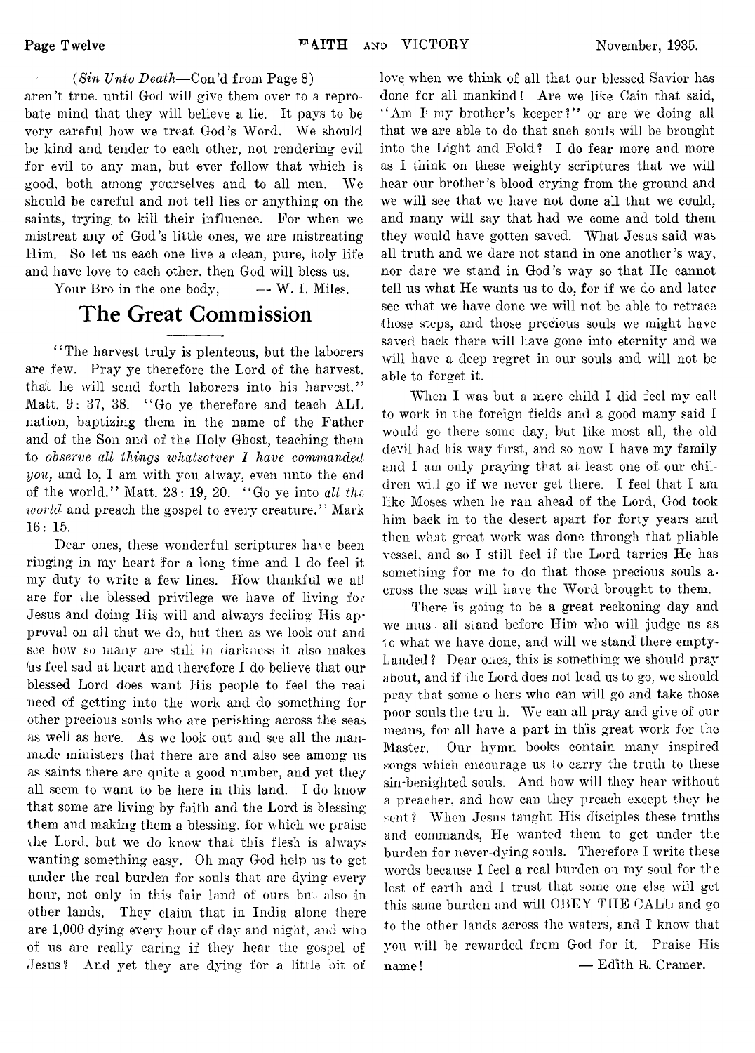(*Sin Unto Death*—Con'd from Page 8)

aren't true. until God will give them over to a reprobate mind that they will believe a lie. It pays to be very careful how we treat God's Word. We should be kind and tender to each other, not rendering evil for evil to any man, but ever follow that which is good, both among yourselves and to all men. We should be careful and not tell lies or anything on the saints, trying to kill their influence. For when we mistreat any of God's little ones, we are mistreating Him. So let us each one live a clean, pure, holy life and have love to each other. then God will bless us.

Your Bro in the one body, — W. I. Miles.

# The Great Commission

"The harvest truly is plenteous, but the laborers are few. Pray ye therefore the Lord of the harvest. that he will send forth laborers into his harvest." Matt. 9: 37, 38. "Go ye therefore and teach ALL nation, baptizing them in the name of the Father and of the Son and of the Holy Ghost, teaching them to *observe all things whatsotver I have commanded you,* and lo, I am with you alway, even unto the end of the world." Matt. 28: 19, 20. "Go ye into *all the world* and preach the gospel to every creature." Mark 16: 15.

Dear ones, these wonderful scriptures have been ringing in my heart for a long time and I do feel it my duty to write a few lines. How thankful we all are for the blessed privilege we have of living for Jesus and doing His will and always feeling His approval on all that we do, but then as we look out and see how so many are still in darkness it also makes us feel sad at heart and therefore I do believe that our blessed Lord does want His people to feel the real need of getting into the work and do something for other precious souls who are perishing across the seas as well as here. As we look out and see all the man-made ministers that there are and also see among us as saints there are quite a good number, and yet they all seem to want to be here in this land. I do know that some are living by faith and the Lord is blessing them and making them a blessing. for which we praise the Lord, but we do know that this flesh is always wanting something easy. Oh may God help us to get under the real burden for souls that are dying every hour, not only in this fair land of ours but also in other lands. They claim that in India alone there are 1,000 dying every hour of day and night, and who of us are really caring if they hear the gospel of Jesus? And yet they are dying for a little bit of love when we think of all that our blessed Savior has done for all mankind! Are we like Cain that said, "Am I my brother's keeper?" or are we doing all that we are able to do that such souls will be brought into the Light and Fold? I do fear more and more as I think on these weighty scriptures that we will hear our brother's blood crying from the ground and we will see that we have not done all that we could, and many will say that had we come and told them they would have gotten saved. What Jesus said was all truth and we dare not stand in one another's way, nor dare we stand in God's way so that He cannot tell us what He wants us to do, for if we do and later see what we have done we will not be able to retrace those steps, and those precious souls we might have saved back there will have gone into eternity and we will have a deep regret in our souls and will not be able to forget it.

When I was but a mere child I did feel my call to work in the foreign fields and a good many said I would go there some day, but like most all, the old devil had his way first, and so now I have my family and I am only praying that at least one of our children will go if we never get there. I feel that I am like Moses when he ran ahead of the Lord, God took him back in to the desert apart for forty years and then what great work was done through that pliable vessel, and so I still feel if the Lord tarries He has something for me to do that those precious souls across the seas will have the Word brought to them.

There is going to be a great reckoning day and we must all stand before Him who will judge us as to what we have done, and will we stand there empty-handed? Dear ones, this is something we should pray about, and if the Lord does not lead us to go, we should pray that some others who can will go and take those poor souls the truth. We can all pray and give of our means, for all have a part in this great work for the Master. Our hymn books contain many inspired songs which encourage us to carry the truth to these sin-benighted souls. And how will they hear without a preacher, and how can they preach except they be sent? When Jesus taught His disciples these truths and commands, He wanted them to get under the burden for never-dying souls. Therefore I write these words because I feel a real burden on my soul for the lost of earth and I trust that some one else will get this same burden and will OBEY THE CALL and go to the other lands across the waters, and I know that you will be rewarded from God for it. Praise His name! — Edith R. Cramer.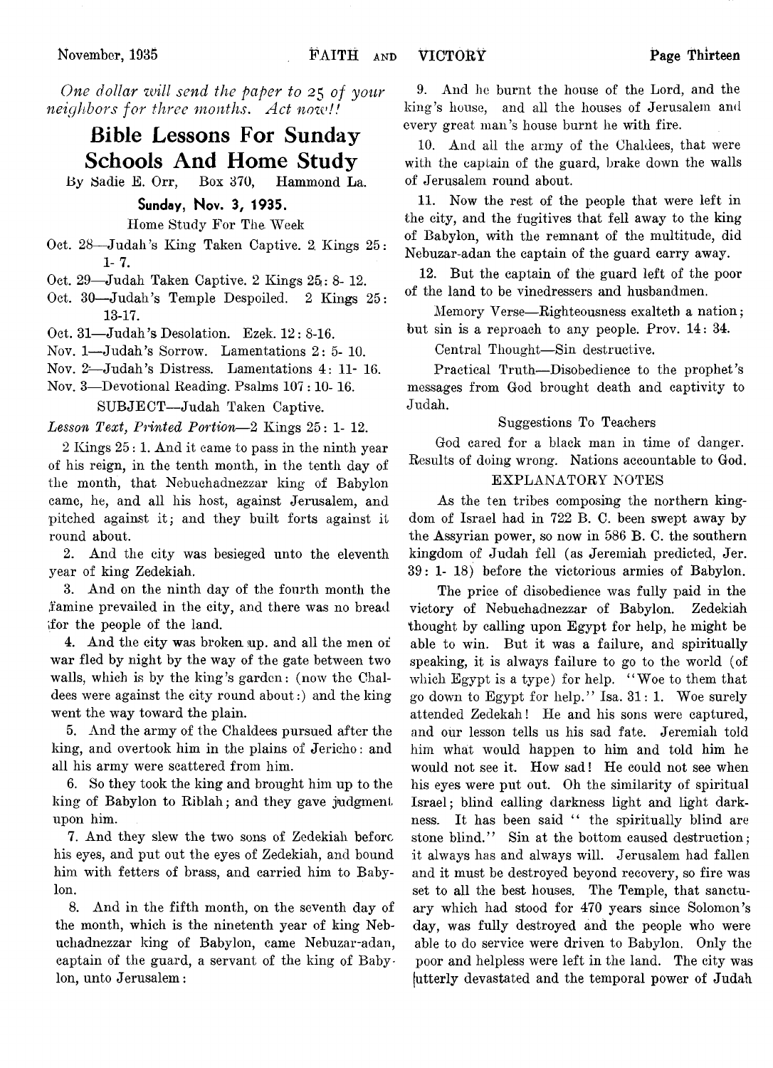*One dollar will send the paper to 25 of your neighbors for three months. Act now!!*

# Bible Lessons For Sunday Schools And Home Study

By Sadie E. Orr, Box 370, Hammond La.

### Sunday, Nov. 3, 1935.

Home Study For The Week

- Oct. 28—Judah's King Taken Captive. 2 Kings 25: 1- 7.
- Oct. 29—Judah Taken Captive. 2 Kings 25: 8- 12.
- Oct. 30—Judah's Temple Despoiled. 2 Kings 25: 13-17.
- Oct. 31—Judah's Desolation. Ezek. 12: 8-16.
- Nov. 1—Judah's Sorrow. Lamentations 2: 5- 10.
- Nov. 2—Judah's Distress. Lamentations 4: 11- 16.
- Nov. 3—Devotional Reading. Psalms 107: 10- 16.

SUBJECT—Judah Taken Captive.

*Lesson Text, Printed Portion*—2 Kings 25: 1- 12.

2 Kings 25: 1. And it came to pass in the ninth year of his reign, in the tenth month, in the tenth day of the month, that Nebuchadnezzar king of Babylon came, he, and all his host, against Jerusalem, and pitched against it; and they built forts against it round about.

2. And the city was besieged unto the eleventh year of king Zedekiah.

3. And on the ninth day of the fourth month the famine prevailed in the city, and there was no bread for the people of the land.

4. And the city was broken up. and all the men of war fled by night by the way of the gate between two walls, which is by the king's garden: (now the Chaldees were against the city round about:) and the king went the way toward the plain.

5. And the army of the Chaldees pursued after the king, and overtook him in the plains of Jericho: and all his army were scattered from him.

6. So they took the king and brought him up to the king of Babylon to Riblah; and they gave judgment upon him.

7. And they slew the two sons of Zedekiah before his eyes, and put out the eyes of Zedekiah, and bound him with fetters of brass, and carried him to Babylon.

8. And in the fifth month, on the seventh day of the month, which is the ninetenth year of king Nebuchadnezzar king of Babylon, came Nebuzar-adan, captain of the guard, a servant of the king of Babylon, unto Jerusalem:

9. And he burnt the house of the Lord, and the king's house, and all the houses of Jerusalem and every great man's house burnt he with fire.

10. And all the army of the Chaldees, that were with the captain of the guard, brake down the walls of Jerusalem round about.

11. Now the rest of the people that were left in the city, and the fugitives that fell away to the king of Babylon, with the remnant of the multitude, did Nebuzar-adan the captain of the guard carry away.

12. But the captain of the guard left of the poor of the land to be vinedressers and husbandmen.

Memory Verse—Righteousness exalteth a nation; but sin is a reproach to any people. Prov. 14: 34.

Central Thought—Sin destructive.

Practical Truth—Disobedience to the prophet's messages from God brought death and captivity to Judah.

Suggestions To Teachers

God cared for a black man in time of danger. Results of doing wrong. Nations accountable to God.

EXPLANATORY NOTES

As the ten tribes composing the northern kingdom of Israel had in 722 B. C. been swept away by the Assyrian power, so now in 586 B. C. the southern kingdom of Judah fell (as Jeremiah predicted, Jer. 39: 1- 18) before the victorious armies of Babylon.

The price of disobedience was fully paid in the victory of Nebuchadnezzar of Babylon. Zedekiah thought by calling upon Egypt for help, he might be able to win. But it was a failure, and spiritually speaking, it is always failure to go to the world (of which Egypt is a type) for help. "Woe to them that go down to Egypt for help." Isa. 31: 1. Woe surely attended Zedekah! He and his sons were captured, and our lesson tells us his sad fate. Jeremiah told him what would happen to him and told him he would not see it. How sad! He could not see when his eyes were put out. Oh the similarity of spiritual Israel; blind calling darkness light and light darkness. It has been said " the spiritually blind are stone blind." Sin at the bottom caused destruction; it always has and always will. Jerusalem had fallen and it must be destroyed beyond recovery, so fire was set to all the best houses. The Temple, that sanctuary which had stood for 470 years since Solomon's day, was fully destroyed and the people who were able to do service were driven to Babylon. Only the poor and helpless were left in the land. The city was utterly devastated and the temporal power of Judah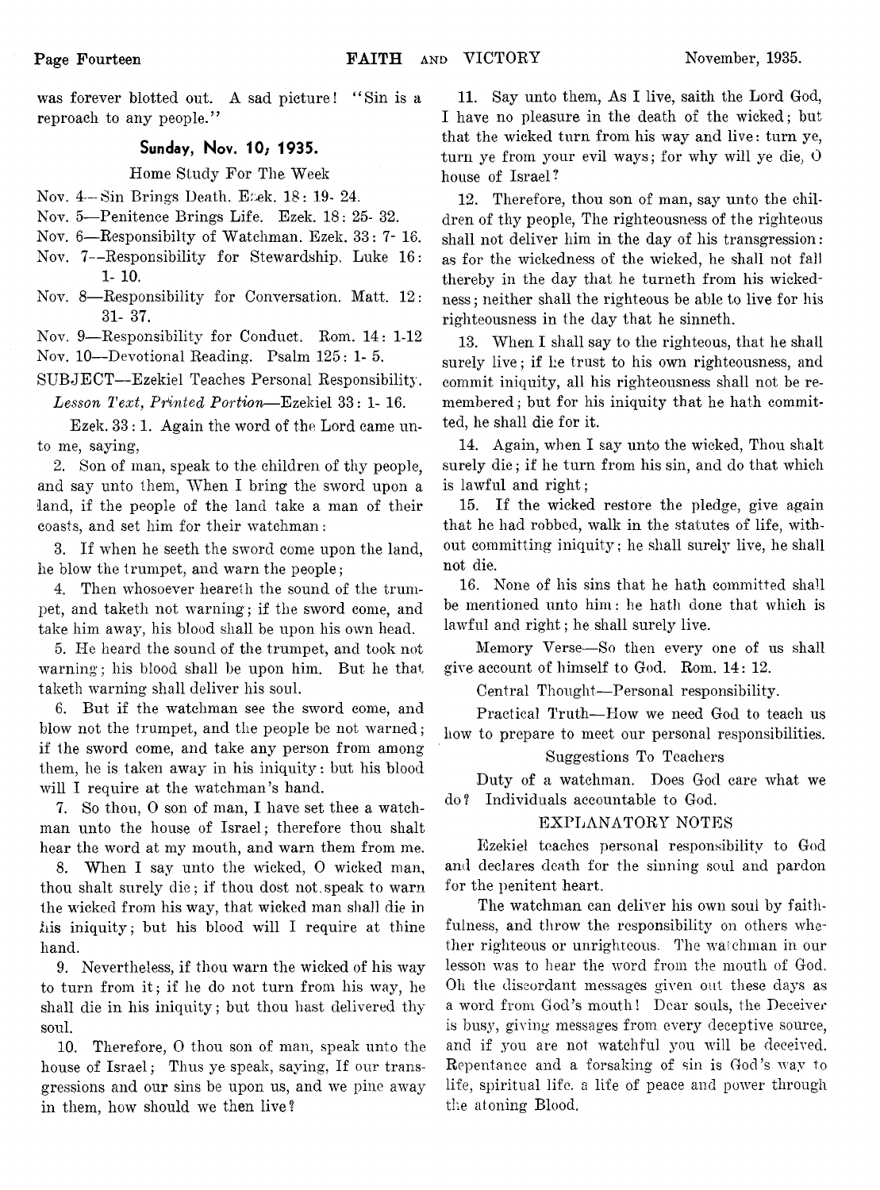was forever blotted out. A sad picture! "Sin is a reproach to any people."

### Sunday, Nov. 10, 1935.

Home Study For The Week

Nov. 4—Sin Brings Death. Ezek. 18: 19- 24.

Nov. 5—Penitence Brings Life. Ezek. 18: 25- 32.

Nov. 6—Responsibilty of Watchman. Ezek. 33: 7- 16.

Nov. 7—Responsibility for Stewardship. Luke 16: 1- 10.

Nov. 8—Responsibility for Conversation. Matt. 12: 31- 37.

Nov. 9—Responsibility for Conduct. Rom. 14: 1-12

Nov. 10—Devotional Reading. Psalm 125: 1- 5.

SUBJECT—Ezekiel Teaches Personal Responsibility.

*Lesson Text, Printed Portion*—Ezekiel 33: 1- 16.

Ezek. 33: 1. Again the word of the Lord came unto me, saying,

2. Son of man, speak to the children of thy people, and say unto them, When I bring the sword upon a land, if the people of the land take a man of their coasts, and set him for their watchman:

3. If when he seeth the sword come upon the land, he blow the trumpet, and warn the people;

4. Then whosoever heareth the sound of the trumpet, and taketh not warning; if the sword come, and take him away, his blood shall be upon his own head.

5. He heard the sound of the trumpet, and took not warning; his blood shall be upon him. But he that taketh warning shall deliver his soul.

6. But if the watchman see the sword come, and blow not the trumpet, and the people be not warned; if the sword come, and take any person from among them, he is taken away in his iniquity: but his blood will I require at the watchman's hand.

7. So thou, O son of man, I have set thee a watchman unto the house of Israel; therefore thou shalt hear the word at my mouth, and warn them from me.

8. When I say unto the wicked, O wicked man, thou shalt surely die; if thou dost not speak to warn the wicked from his way, that wicked man shall die in his iniquity; but his blood will I require at thine hand.

9. Nevertheless, if thou warn the wicked of his way to turn from it; if he do not turn from his way, he shall die in his iniquity; but thou hast delivered thy soul.

10. Therefore, O thou son of man, speak unto the house of Israel; Thus ye speak, saying, If our transgressions and our sins be upon us, and we pine away in them, how should we then live?

11. Say unto them, As I live, saith the Lord God, I have no pleasure in the death of the wicked; but that the wicked turn from his way and live: turn ye, turn ye from your evil ways; for why will ye die, O house of Israel?

12. Therefore, thou son of man, say unto the children of thy people, The righteousness of the righteous shall not deliver him in the day of his transgression: as for the wickedness of the wicked, he shall not fall thereby in the day that he turneth from his wickedness; neither shall the righteous be able to live for his righteousness in the day that he sinneth.

13. When I shall say to the righteous, that he shall surely live; if he trust to his own righteousness, and commit iniquity, all his righteousness shall not be remembered; but for his iniquity that he hath committed, he shall die for it.

14. Again, when I say unto the wicked, Thou shalt surely die; if he turn from his sin, and do that which is lawful and right;

15. If the wicked restore the pledge, give again that he had robbed, walk in the statutes of life, without committing iniquity; he shall surely live, he shall not die.

16. None of his sins that he hath committed shall be mentioned unto him: he hath done that which is lawful and right; he shall surely live.

Memory Verse—So then every one of us shall give account of himself to God. Rom. 14: 12.

Central Thought—Personal responsibility.

Practical Truth—How we need God to teach us how to prepare to meet our personal responsibilities.

Suggestions To Teachers

Duty of a watchman. Does God care what we do? Individuals accountable to God.

EXPLANATORY NOTES

Ezekiel teaches personal responsibility to God and declares death for the sinning soul and pardon for the penitent heart.

The watchman can deliver his own soul by faithfulness, and throw the responsibility on others whether righteous or unrighteous. The watchman in our lesson was to hear the word from the mouth of God. Oh the discordant messages given out these days as a word from God's mouth! Dear souls, the Deceiver is busy, giving messages from every deceptive source, and if you are not watchful you will be deceived. Repentance and a forsaking of sin is God's way to life, spiritual life. a life of peace and power through the atoning Blood.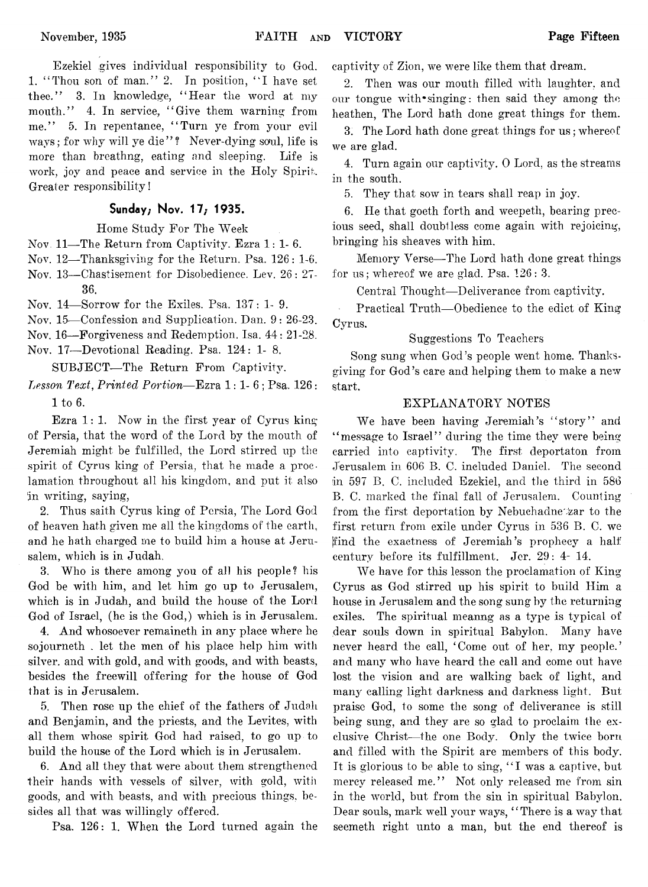Ezekiel gives individual responsibility to God. 1. "Thou son of man." 2. In position, "I have set thee." 3. In knowledge, "Hear the word at my mouth." 4. In service, "Give them warning from me." 5. In repentance, "Turn ye from your evil ways; for why will ye die"? Never-dying soul, life is more than breathng, eating and sleeping. Life is work, joy and peace and service in the Holy Spirit. Greater responsibility!

## Sunday, Nov. 17, 1935.

Home Study For The Week

Nov. 11—The Return from Captivity. Ezra 1: 1- 6.
Nov. 12—Thanksgiving for the Return. Psa. 126: 1-6.
Nov. 13—Chastisement for Disobedience. Lev. 26: 27-36.
Nov. 14—Sorrow for the Exiles. Psa. 137: 1- 9.
Nov. 15—Confession and Supplication. Dan. 9: 26-23.
Nov. 16—Forgiveness and Redemption. Isa. 44: 21-28.
Nov. 17—Devotional Reading. Psa. 124: 1- 8.

SUBJECT—The Return From Captivity.

*Lesson Text, Printed Portion*—Ezra 1: 1- 6; Psa. 126: 1 to 6.

Ezra 1: 1. Now in the first year of Cyrus king of Persia, that the word of the Lord by the mouth of Jeremiah might be fulfilled, the Lord stirred up the spirit of Cyrus king of Persia, that he made a proclamation throughout all his kingdom, and put it also in writing, saying,

2. Thus saith Cyrus king of Persia, The Lord God of heaven hath given me all the kingdoms of the earth, and he hath charged me to build him a house at Jerusalem, which is in Judah.

3. Who is there among you of all his people? his God be with him, and let him go up to Jerusalem, which is in Judah, and build the house of the Lord God of Israel, (he is the God,) which is in Jerusalem.

4. And whosoever remaineth in any place where he sojourneth, let the men of his place help him with silver, and with gold, and with goods, and with beasts, besides the freewill offering for the house of God that is in Jerusalem.

5. Then rose up the chief of the fathers of Judah and Benjamin, and the priests, and the Levites, with all them whose spirit God had raised, to go up to build the house of the Lord which is in Jerusalem.

6. And all they that were about them strengthened their hands with vessels of silver, with gold, with goods, and with beasts, and with precious things, besides all that was willingly offered.

Psa. 126: 1. When the Lord turned again the captivity of Zion, we were like them that dream.

2. Then was our mouth filled with laughter, and our tongue with singing: then said they among the heathen, The Lord hath done great things for them.

3. The Lord hath done great things for us; whereof we are glad.

4. Turn again our captivity, O Lord, as the streams in the south.

5. They that sow in tears shall reap in joy.

6. He that goeth forth and weepeth, bearing precious seed, shall doubtless come again with rejoicing, bringing his sheaves with him.

Memory Verse—The Lord hath done great things for us; whereof we are glad. Psa. 126: 3.

Central Thought—Deliverance from captivity.

Practical Truth—Obedience to the edict of King Cyrus.

Suggestions To Teachers

Song sung when God's people went home. Thanksgiving for God's care and helping them to make a new start.

### EXPLANATORY NOTES

We have been having Jeremiah's "story" and "message to Israel" during the time they were being carried into captivity. The first deportaton from Jerusalem in 606 B. C. included Daniel. The second in 597 B. C. included Ezekiel, and the third in 586 B. C. marked the final fall of Jerusalem. Counting from the first deportation by Nebuchadnezzar to the first return from exile under Cyrus in 536 B. C. we find the exactness of Jeremiah's prophecy a half century before its fulfillment. Jer. 29: 4- 14.

We have for this lesson the proclamation of King Cyrus as God stirred up his spirit to build Him a house in Jerusalem and the song sung by the returning exiles. The spiritual meanng as a type is typical of dear souls down in spiritual Babylon. Many have never heard the call, 'Come out of her, my people.' and many who have heard the call and come out have lost the vision and are walking back of light, and many calling light darkness and darkness light. But praise God, to some the song of deliverance is still being sung, and they are so glad to proclaim the exclusive Christ—the one Body. Only the twice born and filled with the Spirit are members of this body. It is glorious to be able to sing, "I was a captive, but mercy released me." Not only released me from sin in the world, but from the sin in spiritual Babylon. Dear souls, mark well your ways, "There is a way that seemeth right unto a man, but the end thereof is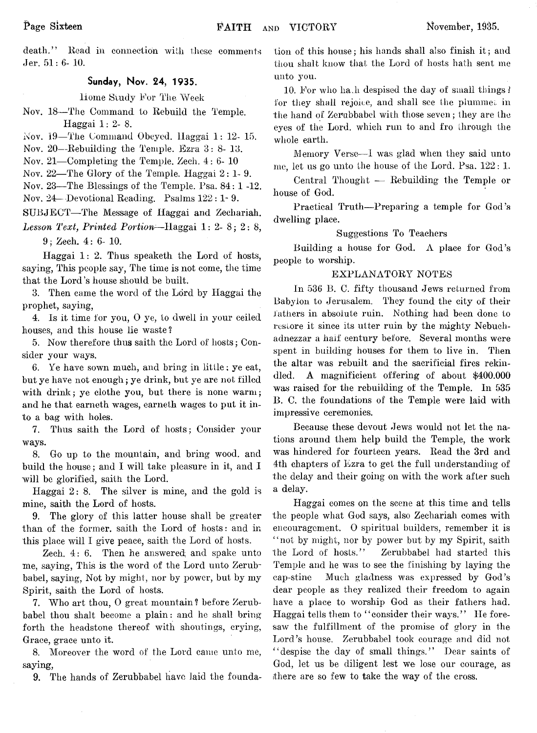death." Read in connection with these comments Jer. 51: 6- 10.

### Sunday, Nov. 24, 1935.

Home Study For The Week

Nov. 18—The Command to Rebuild the Temple. Haggai 1: 2- 8.

Nov. 19—The Command Obeyed. Haggai 1: 12- 15.

Nov. 20—Rebuilding the Temple. Ezra 3: 8- 13.

Nov. 21—Completing the Temple. Zech. 4: 6- 10

Nov. 22—The Glory of the Temple. Haggai 2: 1- 9.

Nov. 23—The Blessings of the Temple. Psa. 84: 1 -12.

Nov. 24—Devotional Reading. Psalms 122: 1- 9.

SUBJECT—The Message of Haggai and Zechariah.

*Lesson Text, Printed Portion*—Haggai 1: 2- 8; 2: 8, 9; Zech. 4: 6- 10.

Haggai 1: 2. Thus speaketh the Lord of hosts, saying, This people say, The time is not come, the time that the Lord's house should be built.

3. Then came the word of the Lord by Haggai the prophet, saying,

4. Is it time for you, O ye, to dwell in your ceiled houses, and this house lie waste?

5. Now therefore thus saith the Lord of hosts; Consider your ways.

6. Ye have sown much, and bring in little; ye eat, but ye have not enough; ye drink, but ye are not filled with drink; ye clothe you, but there is none warm; and he that earneth wages, earneth wages to put it into a bag with holes.

7. Thus saith the Lord of hosts; Consider your ways.

8. Go up to the mountain, and bring wood. and build the house; and I will take pleasure in it, and I will be glorified, saith the Lord.

Haggai 2: 8. The silver is mine, and the gold is mine, saith the Lord of hosts.

9. The glory of this latter house shall be greater than of the former. saith the Lord of hosts: and in this place will I give peace, saith the Lord of hosts.

Zech. 4: 6. Then he answered and spake unto me, saying, This is the word of the Lord unto Zerubbabel, saying, Not by might, nor by power, but by my Spirit, saith the Lord of hosts.

7. Who art thou, O great mountain? before Zerubbabel thou shalt become a plain: and he shall bring forth the headstone thereof with shoutings, crying, Grace, grace unto it.

8. Moreover the word of the Lord came unto me, saying,

9. The hands of Zerubbabel have laid the foundation of this house; his hands shall also finish it; and thou shalt know that the Lord of hosts hath sent me unto you.

10. For who hath despised the day of small things? for they shall rejoice, and shall see the plummet in the hand of Zerubbabel with those seven; they are the eyes of the Lord. which run to and fro through the whole earth.

Memory Verse—I was glad when they said unto me, let us go unto the house of the Lord. Psa. 122: 1.

Central Thought — Rebuilding the Temple or house of God.

Practical Truth—Preparing a temple for God's dwelling place.

Suggestions To Teachers

Building a house for God. A place for God's people to worship.

EXPLANATORY NOTES

In 536 B. C. fifty thousand Jews returned from Babylon to Jerusalem. They found the city of their fathers in absolute ruin. Nothing had been done to restore it since its utter ruin by the mighty Nebuchadnezzar a half century before. Several months were spent in building houses for them to live in. Then the altar was rebuilt and the sacrificial fires rekindled. A magnificient offering of about $400.000 was raised for the rebuilding of the Temple. In 535 B. C. the foundations of the Temple were laid with impressive ceremonies.

Because these devout Jews would not let the nations around them help build the Temple, the work was hindered for fourteen years. Read the 3rd and 4th chapters of Ezra to get the full understanding of the delay and their going on with the work after such a delay.

Haggai comes on the scene at this time and tells the people what God says, also Zechariah comes with encouragement. O spiritual builders, remember it is "not by might, nor by power but by my Spirit, saith the Lord of hosts." Zerubbabel had started this Temple and he was to see the finishing by laying the cap-stine Much gladness was expressed by God's dear people as they realized their freedom to again have a place to worship God as their fathers had. Haggai tells them to "consider their ways." He foresaw the fulfillment of the promise of glory in the Lord's house. Zerubbabel took courage and did not "despise the day of small things." Dear saints of God, let us be diligent lest we lose our courage, as there are so few to take the way of the cross.